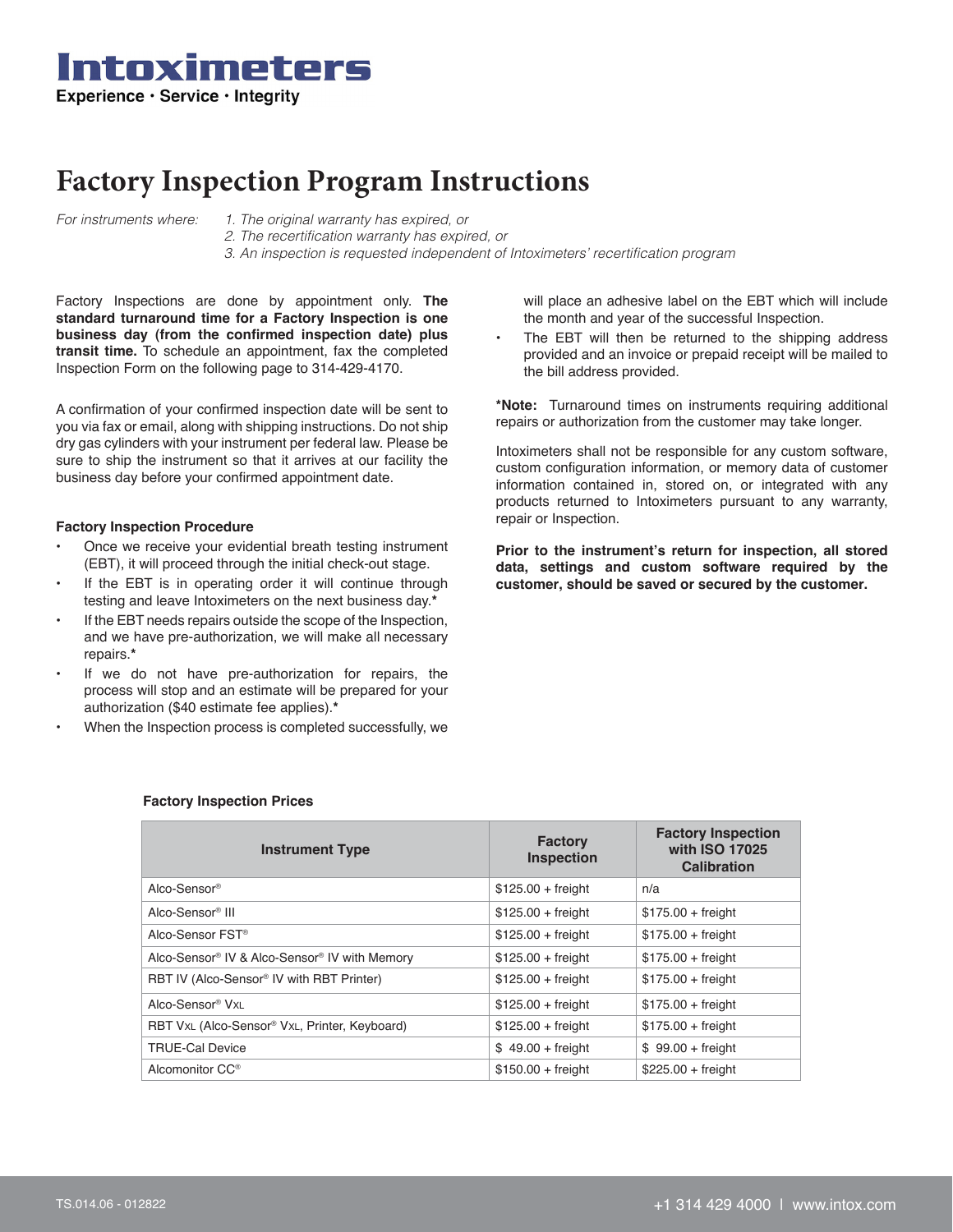# Intoximeters

**Experience · Service · Integrity**

# Factory Inspection Program Instructions

*For instruments where:*

1. *The original warranty has expired, or*
2. *The recertification warranty has expired, or*
3. *An inspection is requested independent of Intoximeters' recertification program*

Factory Inspections are done by appointment only. **The standard turnaround time for a Factory Inspection is one business day (from the confirmed inspection date) plus transit time.** To schedule an appointment, fax the completed Inspection Form on the following page to 314-429-4170.

A confirmation of your confirmed inspection date will be sent to you via fax or email, along with shipping instructions. Do not ship dry gas cylinders with your instrument per federal law. Please be sure to ship the instrument so that it arrives at our facility the business day before your confirmed appointment date.

### Factory Inspection Procedure

- Once we receive your evidential breath testing instrument (EBT), it will proceed through the initial check-out stage.
- If the EBT is in operating order it will continue through testing and leave Intoximeters on the next business day.*
- If the EBT needs repairs outside the scope of the Inspection, and we have pre-authorization, we will make all necessary repairs.*
- If we do not have pre-authorization for repairs, the process will stop and an estimate will be prepared for your authorization ($40 estimate fee applies).*
- When the Inspection process is completed successfully, we will place an adhesive label on the EBT which will include the month and year of the successful Inspection.
- The EBT will then be returned to the shipping address provided and an invoice or prepaid receipt will be mailed to the bill address provided.

**\*Note:** Turnaround times on instruments requiring additional repairs or authorization from the customer may take longer.

Intoximeters shall not be responsible for any custom software, custom configuration information, or memory data of customer information contained in, stored on, or integrated with any products returned to Intoximeters pursuant to any warranty, repair or Inspection.

**Prior to the instrument's return for inspection, all stored data, settings and custom software required by the customer, should be saved or secured by the customer.**

### Factory Inspection Prices

| Instrument Type | Factory Inspection | Factory Inspection with ISO 17025 Calibration |
|---|---|---|
| Alco-Sensor® | $125.00 + freight | n/a |
| Alco-Sensor® III | $125.00 + freight | $175.00 + freight |
| Alco-Sensor FST® | $125.00 + freight | $175.00 + freight |
| Alco-Sensor® IV & Alco-Sensor® IV with Memory | $125.00 + freight | $175.00 + freight |
| RBT IV (Alco-Sensor® IV with RBT Printer) | $125.00 + freight | $175.00 + freight |
| Alco-Sensor® VXL | $125.00 + freight | $175.00 + freight |
| RBT VXL (Alco-Sensor® VXL, Printer, Keyboard) | $125.00 + freight | $175.00 + freight |
| TRUE-Cal Device | $ 49.00 + freight | $ 99.00 + freight |
| Alcomonitor CC® | $150.00 + freight | $225.00 + freight |

TS.014.06 - 012822

+1 314 429 4000 | www.intox.com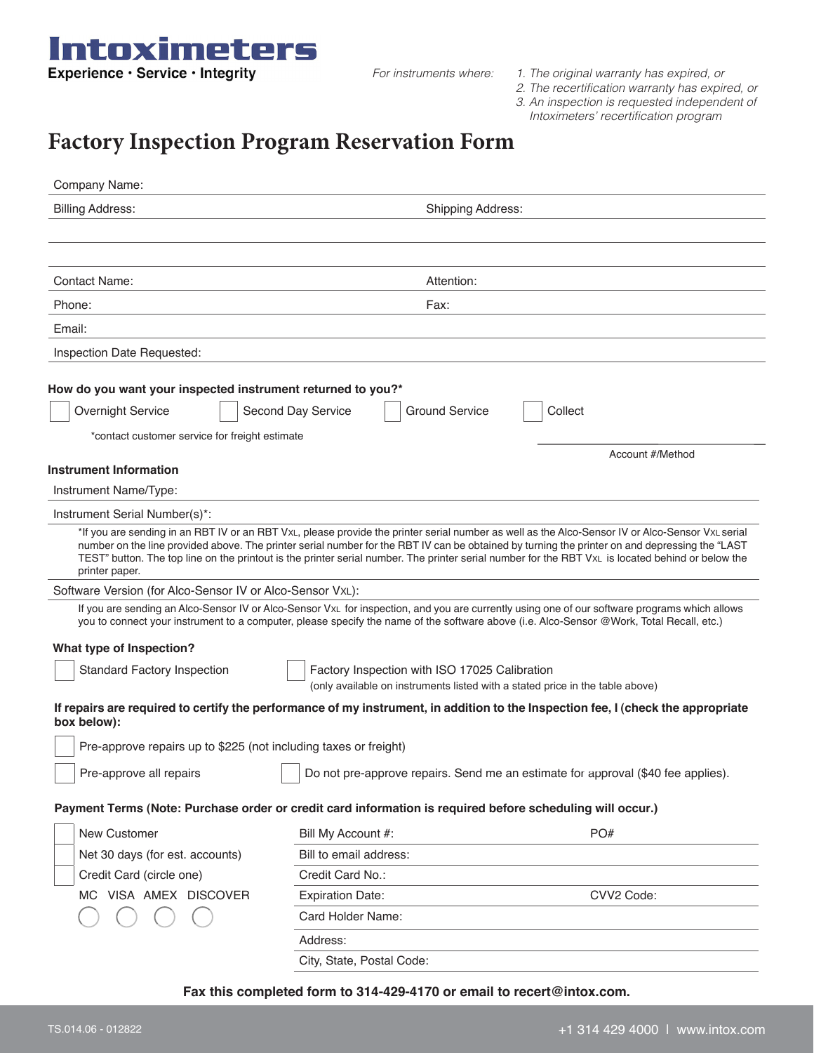# Intoximeters

**Experience · Service · Integrity**

*For instruments where:*

1. *The original warranty has expired, or*
2. *The recertification warranty has expired, or*
3. *An inspection is requested independent of Intoximeters' recertification program*

## Factory Inspection Program Reservation Form

Company Name:

Billing Address: Shipping Address:

Contact Name: Attention:

Phone: Fax:

Email:

Inspection Date Requested:

**How do you want your inspected instrument returned to you?***

☐ Overnight Service ☐ Second Day Service ☐ Ground Service ☐ Collect

*contact customer service for freight estimate

Account #/Method

**Instrument Information**

Instrument Name/Type:

Instrument Serial Number(s)*:

*If you are sending in an RBT IV or an RBT VXL, please provide the printer serial number as well as the Alco-Sensor IV or Alco-Sensor VXL serial number on the line provided above. The printer serial number for the RBT IV can be obtained by turning the printer on and depressing the "LAST TEST" button. The top line on the printout is the printer serial number. The printer serial number for the RBT VXL is located behind or below the printer paper.

Software Version (for Alco-Sensor IV or Alco-Sensor VXL):

If you are sending an Alco-Sensor IV or Alco-Sensor VXL for inspection, and you are currently using one of our software programs which allows you to connect your instrument to a computer, please specify the name of the software above (i.e. Alco-Sensor @Work, Total Recall, etc.)

**What type of Inspection?**

☐ Standard Factory Inspection

☐ Factory Inspection with ISO 17025 Calibration (only available on instruments listed with a stated price in the table above)

**If repairs are required to certify the performance of my instrument, in addition to the Inspection fee, I (check the appropriate box below):**

☐ Pre-approve repairs up to $225 (not including taxes or freight)

☐ Pre-approve all repairs

☐ Do not pre-approve repairs. Send me an estimate for approval ($40 fee applies).

**Payment Terms (Note: Purchase order or credit card information is required before scheduling will occur.)**

☐ New Customer — Bill My Account #: PO#

☐ Net 30 days (for est. accounts) — Bill to email address:

☐ Credit Card (circle one) — Credit Card No.:

MC VISA AMEX DISCOVER — Expiration Date: CVV2 Code:

Card Holder Name:

Address:

City, State, Postal Code:

**Fax this completed form to 314-429-4170 or email to recert@intox.com.**

TS.014.06 - 012822

+1 314 429 4000 | www.intox.com